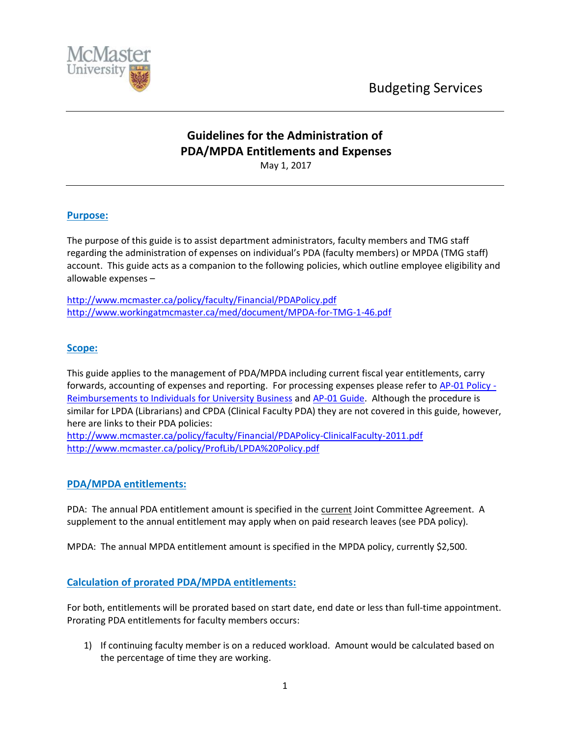Budgeting Services

# Guidelines for the Administration of PDA/MPDA Entitlements and Expenses

May 1, 2017

## Purpose:

The purpose of this guide is to assist department administrators, faculty members and TMG staff regarding the administration of expenses on individual's PDA (faculty members) or MPDA (TMG staff) account. This guide acts as a companion to the following policies, which outline employee eligibility and allowable expenses –

http://www.mcmaster.ca/policy/faculty/Financial/PDAPolicy.pdf
http://www.workingatmcmaster.ca/med/document/MPDA-for-TMG-1-46.pdf

## Scope:

This guide applies to the management of PDA/MPDA including current fiscal year entitlements, carry forwards, accounting of expenses and reporting. For processing expenses please refer to AP-01 Policy - Reimbursements to Individuals for University Business and AP-01 Guide. Although the procedure is similar for LPDA (Librarians) and CPDA (Clinical Faculty PDA) they are not covered in this guide, however, here are links to their PDA policies:
http://www.mcmaster.ca/policy/faculty/Financial/PDAPolicy-ClinicalFaculty-2011.pdf
http://www.mcmaster.ca/policy/ProfLib/LPDA%20Policy.pdf

## PDA/MPDA entitlements:

PDA: The annual PDA entitlement amount is specified in the current Joint Committee Agreement. A supplement to the annual entitlement may apply when on paid research leaves (see PDA policy).

MPDA: The annual MPDA entitlement amount is specified in the MPDA policy, currently $2,500.

## Calculation of prorated PDA/MPDA entitlements:

For both, entitlements will be prorated based on start date, end date or less than full-time appointment. Prorating PDA entitlements for faculty members occurs:

1) If continuing faculty member is on a reduced workload. Amount would be calculated based on the percentage of time they are working.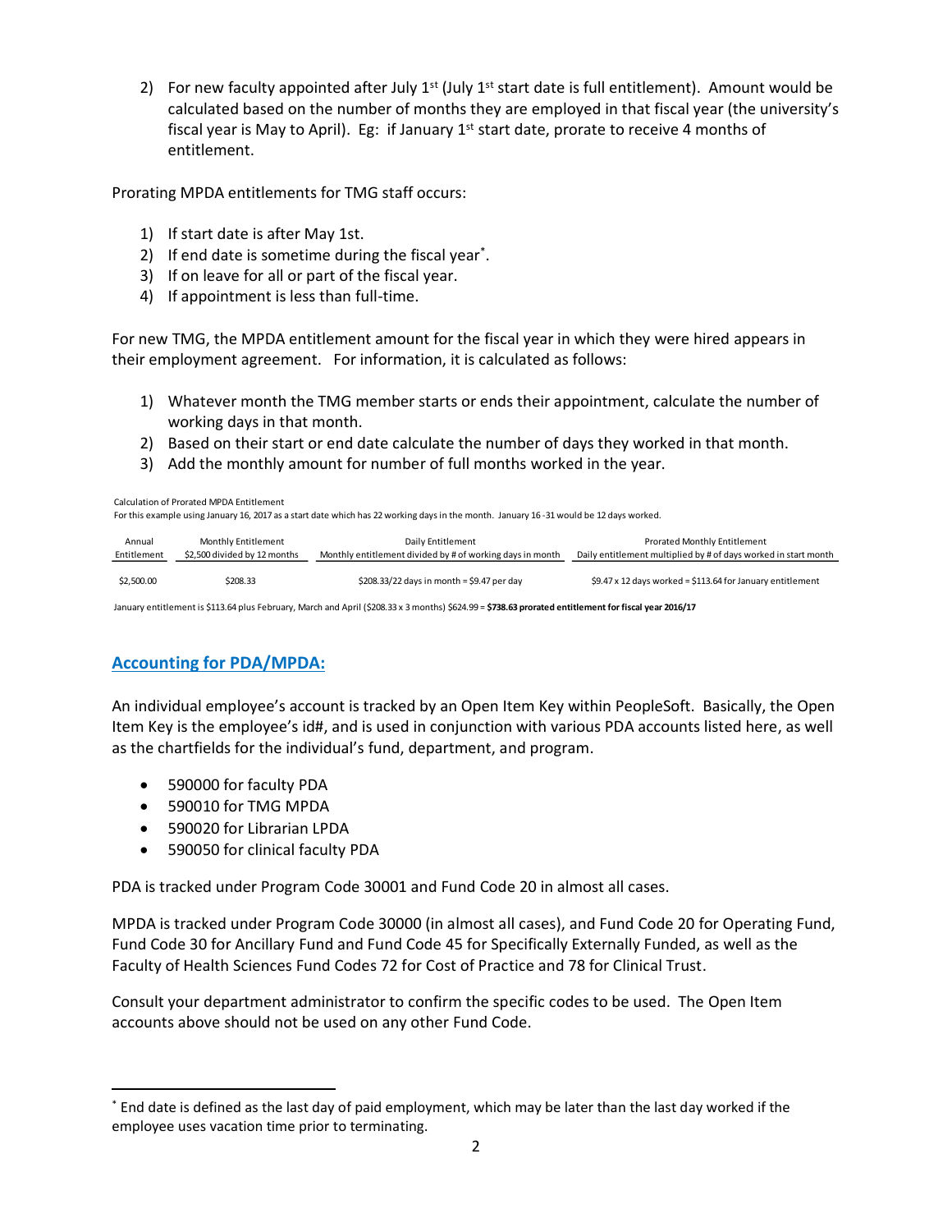2) For new faculty appointed after July 1st (July 1st start date is full entitlement). Amount would be calculated based on the number of months they are employed in that fiscal year (the university's fiscal year is May to April). Eg: if January 1st start date, prorate to receive 4 months of entitlement.

Prorating MPDA entitlements for TMG staff occurs:

1) If start date is after May 1st.
2) If end date is sometime during the fiscal year*.
3) If on leave for all or part of the fiscal year.
4) If appointment is less than full-time.

For new TMG, the MPDA entitlement amount for the fiscal year in which they were hired appears in their employment agreement. For information, it is calculated as follows:

1) Whatever month the TMG member starts or ends their appointment, calculate the number of working days in that month.
2) Based on their start or end date calculate the number of days they worked in that month.
3) Add the monthly amount for number of full months worked in the year.

Calculation of Prorated MPDA Entitlement

For this example using January 16, 2017 as a start date which has 22 working days in the month. January 16-31 would be 12 days worked.

| Annual Entitlement | Monthly Entitlement $2,500 divided by 12 months | Daily Entitlement Monthly entitlement divided by # of working days in month | Prorated Monthly Entitlement Daily entitlement multiplied by # of days worked in start month |
|---|---|---|---|
| $2,500.00 | $208.33 | $208.33/22 days in month = $9.47 per day | $9.47 x 12 days worked = $113.64 for January entitlement |

January entitlement is $113.64 plus February, March and April ($208.33 x 3 months) $624.99 = **$738.63 prorated entitlement for fiscal year 2016/17**

## Accounting for PDA/MPDA:

An individual employee's account is tracked by an Open Item Key within PeopleSoft. Basically, the Open Item Key is the employee's id#, and is used in conjunction with various PDA accounts listed here, as well as the chartfields for the individual's fund, department, and program.

- 590000 for faculty PDA
- 590010 for TMG MPDA
- 590020 for Librarian LPDA
- 590050 for clinical faculty PDA

PDA is tracked under Program Code 30001 and Fund Code 20 in almost all cases.

MPDA is tracked under Program Code 30000 (in almost all cases), and Fund Code 20 for Operating Fund, Fund Code 30 for Ancillary Fund and Fund Code 45 for Specifically Externally Funded, as well as the Faculty of Health Sciences Fund Codes 72 for Cost of Practice and 78 for Clinical Trust.

Consult your department administrator to confirm the specific codes to be used. The Open Item accounts above should not be used on any other Fund Code.

* End date is defined as the last day of paid employment, which may be later than the last day worked if the employee uses vacation time prior to terminating.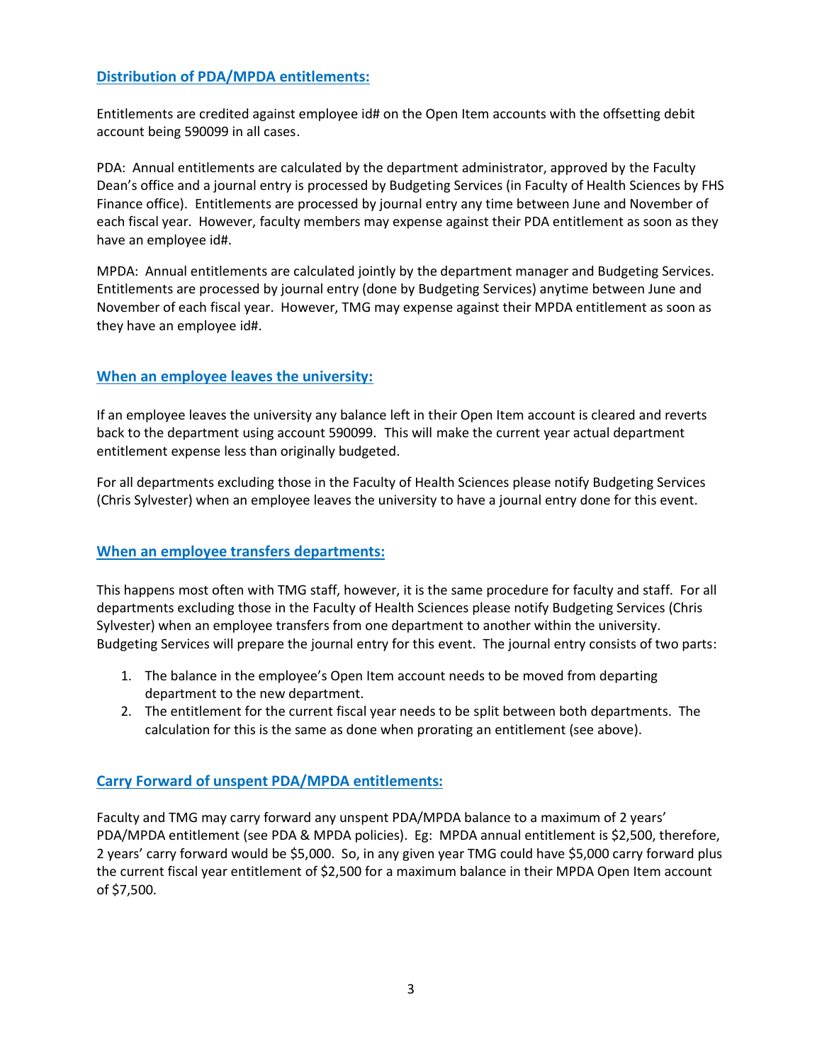## Distribution of PDA/MPDA entitlements:

Entitlements are credited against employee id# on the Open Item accounts with the offsetting debit account being 590099 in all cases.

PDA: Annual entitlements are calculated by the department administrator, approved by the Faculty Dean's office and a journal entry is processed by Budgeting Services (in Faculty of Health Sciences by FHS Finance office). Entitlements are processed by journal entry any time between June and November of each fiscal year. However, faculty members may expense against their PDA entitlement as soon as they have an employee id#.

MPDA: Annual entitlements are calculated jointly by the department manager and Budgeting Services. Entitlements are processed by journal entry (done by Budgeting Services) anytime between June and November of each fiscal year. However, TMG may expense against their MPDA entitlement as soon as they have an employee id#.

## When an employee leaves the university:

If an employee leaves the university any balance left in their Open Item account is cleared and reverts back to the department using account 590099. This will make the current year actual department entitlement expense less than originally budgeted.

For all departments excluding those in the Faculty of Health Sciences please notify Budgeting Services (Chris Sylvester) when an employee leaves the university to have a journal entry done for this event.

## When an employee transfers departments:

This happens most often with TMG staff, however, it is the same procedure for faculty and staff. For all departments excluding those in the Faculty of Health Sciences please notify Budgeting Services (Chris Sylvester) when an employee transfers from one department to another within the university. Budgeting Services will prepare the journal entry for this event. The journal entry consists of two parts:

1. The balance in the employee's Open Item account needs to be moved from departing department to the new department.
2. The entitlement for the current fiscal year needs to be split between both departments. The calculation for this is the same as done when prorating an entitlement (see above).

## Carry Forward of unspent PDA/MPDA entitlements:

Faculty and TMG may carry forward any unspent PDA/MPDA balance to a maximum of 2 years' PDA/MPDA entitlement (see PDA & MPDA policies). Eg: MPDA annual entitlement is $2,500, therefore, 2 years' carry forward would be $5,000. So, in any given year TMG could have $5,000 carry forward plus the current fiscal year entitlement of $2,500 for a maximum balance in their MPDA Open Item account of $7,500.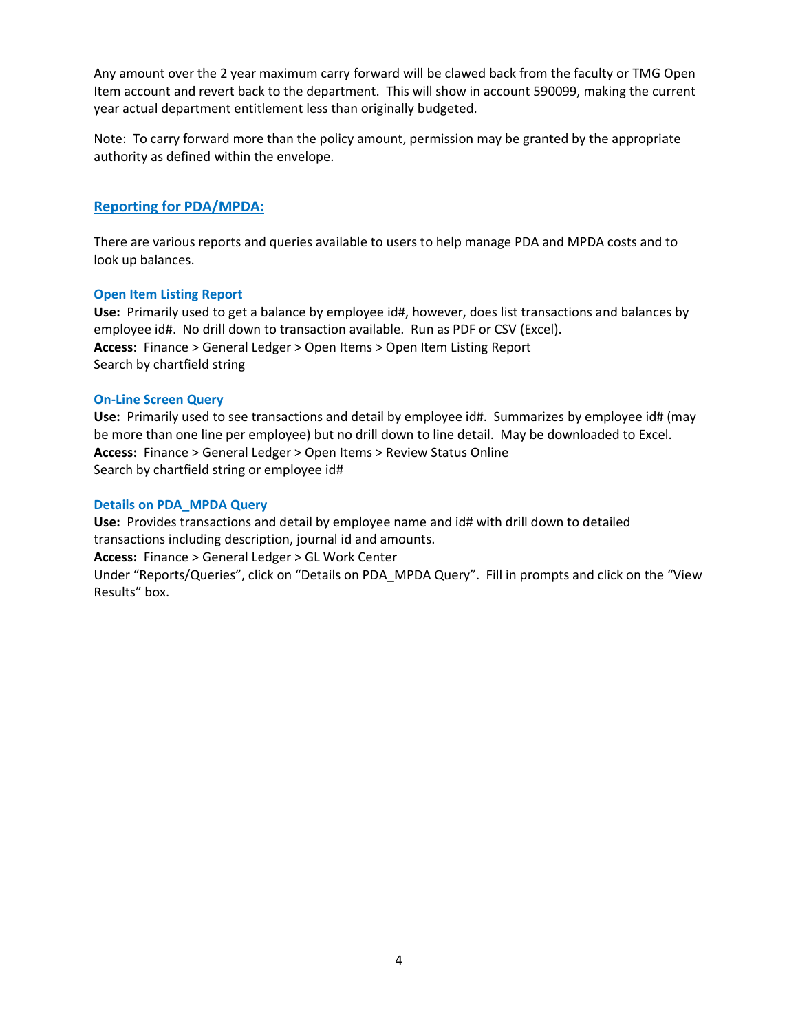Any amount over the 2 year maximum carry forward will be clawed back from the faculty or TMG Open Item account and revert back to the department. This will show in account 590099, making the current year actual department entitlement less than originally budgeted.

Note: To carry forward more than the policy amount, permission may be granted by the appropriate authority as defined within the envelope.

## Reporting for PDA/MPDA:

There are various reports and queries available to users to help manage PDA and MPDA costs and to look up balances.

### Open Item Listing Report

**Use:** Primarily used to get a balance by employee id#, however, does list transactions and balances by employee id#. No drill down to transaction available. Run as PDF or CSV (Excel).
**Access:** Finance > General Ledger > Open Items > Open Item Listing Report
Search by chartfield string

### On-Line Screen Query

**Use:** Primarily used to see transactions and detail by employee id#. Summarizes by employee id# (may be more than one line per employee) but no drill down to line detail. May be downloaded to Excel.
**Access:** Finance > General Ledger > Open Items > Review Status Online
Search by chartfield string or employee id#

### Details on PDA_MPDA Query

**Use:** Provides transactions and detail by employee name and id# with drill down to detailed transactions including description, journal id and amounts.
**Access:** Finance > General Ledger > GL Work Center
Under "Reports/Queries", click on "Details on PDA_MPDA Query". Fill in prompts and click on the "View Results" box.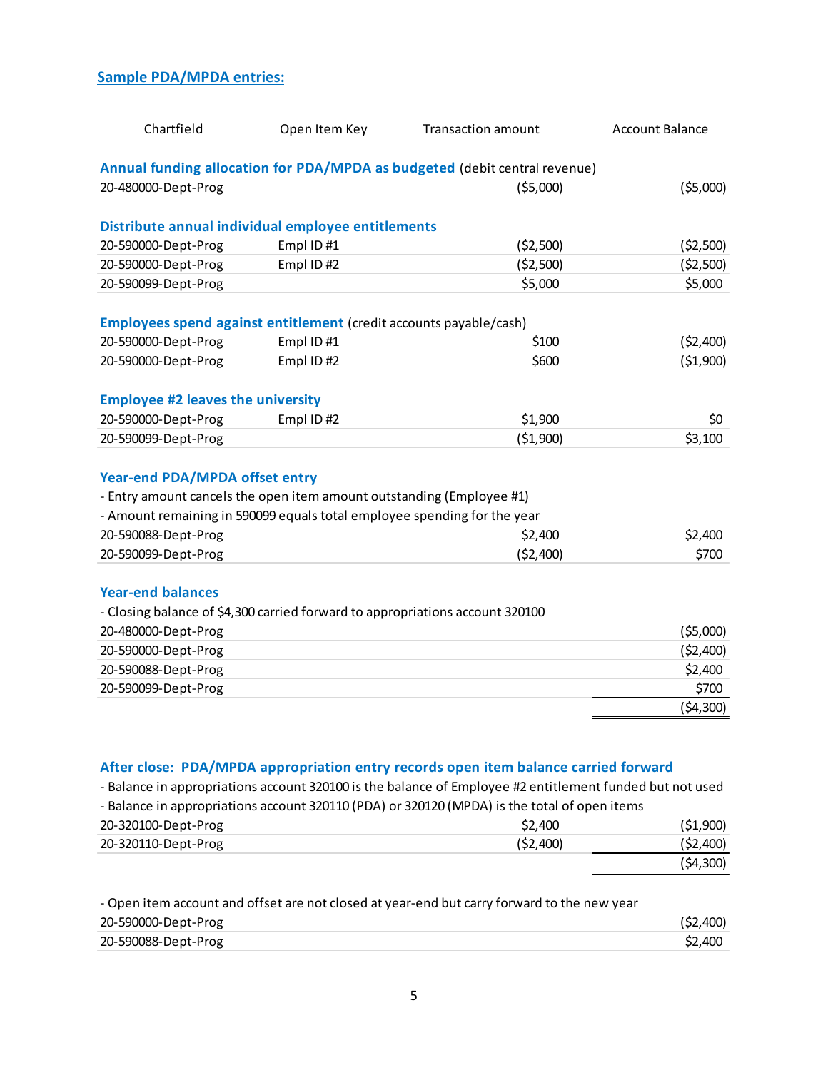## Sample PDA/MPDA entries:

| Chartfield | Open Item Key | Transaction amount | Account Balance |
|---|---|---|---|
| **Annual funding allocation for PDA/MPDA as budgeted** (debit central revenue) | | | |
| 20-480000-Dept-Prog | | ($5,000) | ($5,000) |
| **Distribute annual individual employee entitlements** | | | |
| 20-590000-Dept-Prog | Empl ID #1 | ($2,500) | ($2,500) |
| 20-590000-Dept-Prog | Empl ID #2 | ($2,500) | ($2,500) |
| 20-590099-Dept-Prog | | $5,000 | $5,000 |
| **Employees spend against entitlement** (credit accounts payable/cash) | | | |
| 20-590000-Dept-Prog | Empl ID #1 | $100 | ($2,400) |
| 20-590000-Dept-Prog | Empl ID #2 | $600 | ($1,900) |
| **Employee #2 leaves the university** | | | |
| 20-590000-Dept-Prog | Empl ID #2 | $1,900 | $0 |
| 20-590099-Dept-Prog | | ($1,900) | $3,100 |
| **Year-end PDA/MPDA offset entry** | | | |
| - Entry amount cancels the open item amount outstanding (Employee #1) | | | |
| - Amount remaining in 590099 equals total employee spending for the year | | | |
| 20-590088-Dept-Prog | | $2,400 | $2,400 |
| 20-590099-Dept-Prog | | ($2,400) | $700 |
| **Year-end balances** | | | |
| - Closing balance of $4,300 carried forward to appropriations account 320100 | | | |
| 20-480000-Dept-Prog | | | ($5,000) |
| 20-590000-Dept-Prog | | | ($2,400) |
| 20-590088-Dept-Prog | | | $2,400 |
| 20-590099-Dept-Prog | | | $700 |
| | | | ($4,300) |
| **After close: PDA/MPDA appropriation entry records open item balance carried forward** | | | |
| - Balance in appropriations account 320100 is the balance of Employee #2 entitlement funded but not used | | | |
| - Balance in appropriations account 320110 (PDA) or 320120 (MPDA) is the total of open items | | | |
| 20-320100-Dept-Prog | | $2,400 | ($1,900) |
| 20-320110-Dept-Prog | | ($2,400) | ($2,400) |
| | | | ($4,300) |
| - Open item account and offset are not closed at year-end but carry forward to the new year | | | |
| 20-590000-Dept-Prog | | | ($2,400) |
| 20-590088-Dept-Prog | | | $2,400 |